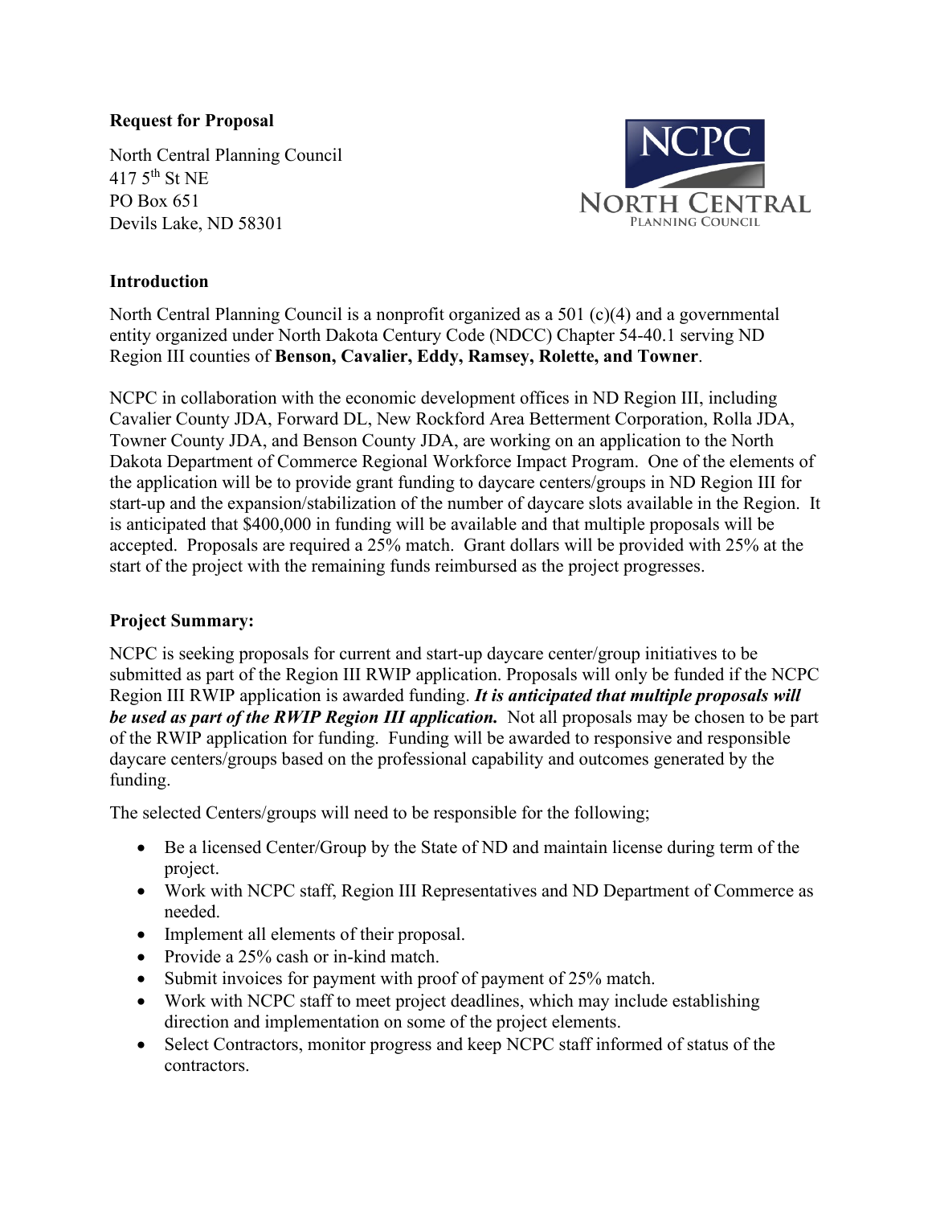**Request for Proposal**

North Central Planning Council
417 5th St NE
PO Box 651
Devils Lake, ND 58301

**Introduction**

North Central Planning Council is a nonprofit organized as a 501 (c)(4) and a governmental entity organized under North Dakota Century Code (NDCC) Chapter 54-40.1 serving ND Region III counties of **Benson, Cavalier, Eddy, Ramsey, Rolette, and Towner**.

NCPC in collaboration with the economic development offices in ND Region III, including Cavalier County JDA, Forward DL, New Rockford Area Betterment Corporation, Rolla JDA, Towner County JDA, and Benson County JDA, are working on an application to the North Dakota Department of Commerce Regional Workforce Impact Program. One of the elements of the application will be to provide grant funding to daycare centers/groups in ND Region III for start-up and the expansion/stabilization of the number of daycare slots available in the Region. It is anticipated that $400,000 in funding will be available and that multiple proposals will be accepted. Proposals are required a 25% match. Grant dollars will be provided with 25% at the start of the project with the remaining funds reimbursed as the project progresses.

**Project Summary:**

NCPC is seeking proposals for current and start-up daycare center/group initiatives to be submitted as part of the Region III RWIP application. Proposals will only be funded if the NCPC Region III RWIP application is awarded funding. ***It is anticipated that multiple proposals will be used as part of the RWIP Region III application.*** Not all proposals may be chosen to be part of the RWIP application for funding. Funding will be awarded to responsive and responsible daycare centers/groups based on the professional capability and outcomes generated by the funding.

The selected Centers/groups will need to be responsible for the following;

- Be a licensed Center/Group by the State of ND and maintain license during term of the project.
- Work with NCPC staff, Region III Representatives and ND Department of Commerce as needed.
- Implement all elements of their proposal.
- Provide a 25% cash or in-kind match.
- Submit invoices for payment with proof of payment of 25% match.
- Work with NCPC staff to meet project deadlines, which may include establishing direction and implementation on some of the project elements.
- Select Contractors, monitor progress and keep NCPC staff informed of status of the contractors.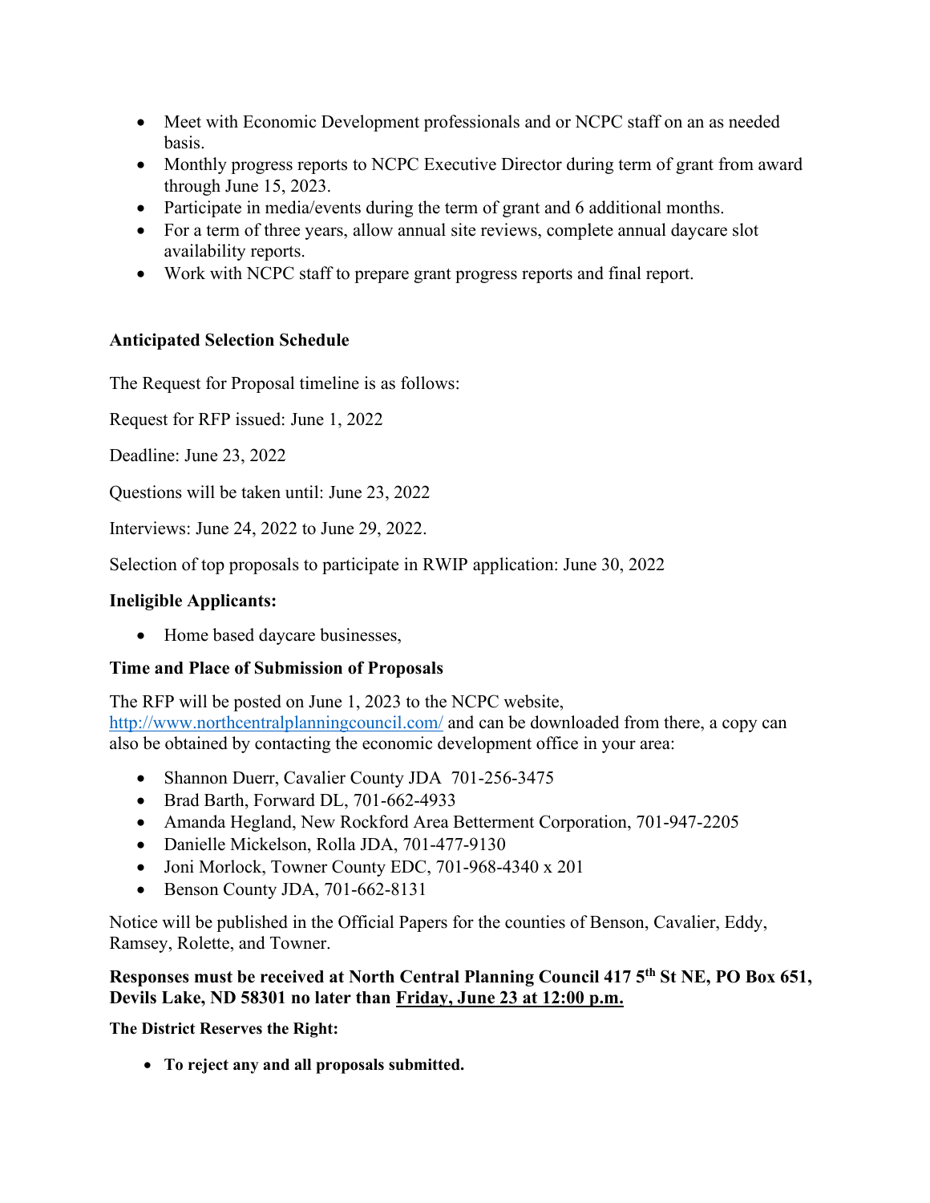- Meet with Economic Development professionals and or NCPC staff on an as needed basis.
- Monthly progress reports to NCPC Executive Director during term of grant from award through June 15, 2023.
- Participate in media/events during the term of grant and 6 additional months.
- For a term of three years, allow annual site reviews, complete annual daycare slot availability reports.
- Work with NCPC staff to prepare grant progress reports and final report.

**Anticipated Selection Schedule**

The Request for Proposal timeline is as follows:

Request for RFP issued: June 1, 2022

Deadline: June 23, 2022

Questions will be taken until: June 23, 2022

Interviews: June 24, 2022 to June 29, 2022.

Selection of top proposals to participate in RWIP application: June 30, 2022

**Ineligible Applicants:**

- Home based daycare businesses,

**Time and Place of Submission of Proposals**

The RFP will be posted on June 1, 2023 to the NCPC website, [http://www.northcentralplanningcouncil.com/](http://www.northcentralplanningcouncil.com/) and can be downloaded from there, a copy can also be obtained by contacting the economic development office in your area:

- Shannon Duerr, Cavalier County JDA 701-256-3475
- Brad Barth, Forward DL, 701-662-4933
- Amanda Hegland, New Rockford Area Betterment Corporation, 701-947-2205
- Danielle Mickelson, Rolla JDA, 701-477-9130
- Joni Morlock, Towner County EDC, 701-968-4340 x 201
- Benson County JDA, 701-662-8131

Notice will be published in the Official Papers for the counties of Benson, Cavalier, Eddy, Ramsey, Rolette, and Towner.

**Responses must be received at North Central Planning Council 417 5th St NE, PO Box 651, Devils Lake, ND 58301 no later than <u>Friday, June 23 at 12:00 p.m.</u>**

**The District Reserves the Right:**

- **To reject any and all proposals submitted.**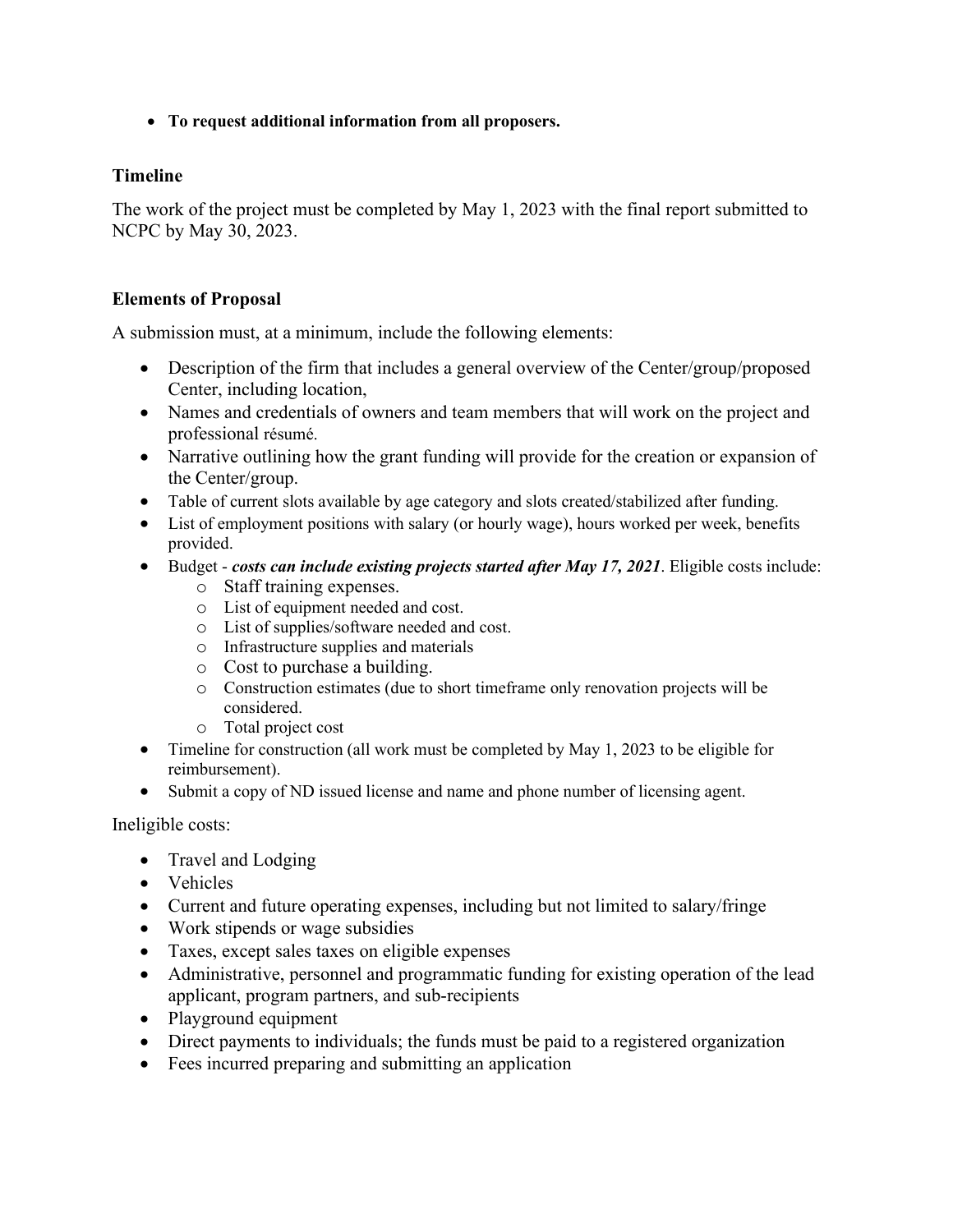- **To request additional information from all proposers.**

### Timeline

The work of the project must be completed by May 1, 2023 with the final report submitted to NCPC by May 30, 2023.

### Elements of Proposal

A submission must, at a minimum, include the following elements:

- Description of the firm that includes a general overview of the Center/group/proposed Center, including location,
- Names and credentials of owners and team members that will work on the project and professional résumé.
- Narrative outlining how the grant funding will provide for the creation or expansion of the Center/group.
- Table of current slots available by age category and slots created/stabilized after funding.
- List of employment positions with salary (or hourly wage), hours worked per week, benefits provided.
- Budget - ***costs can include existing projects started after May 17, 2021***. Eligible costs include:
    - Staff training expenses.
    - List of equipment needed and cost.
    - List of supplies/software needed and cost.
    - Infrastructure supplies and materials
    - Cost to purchase a building.
    - Construction estimates (due to short timeframe only renovation projects will be considered.
    - Total project cost
- Timeline for construction (all work must be completed by May 1, 2023 to be eligible for reimbursement).
- Submit a copy of ND issued license and name and phone number of licensing agent.

Ineligible costs:

- Travel and Lodging
- Vehicles
- Current and future operating expenses, including but not limited to salary/fringe
- Work stipends or wage subsidies
- Taxes, except sales taxes on eligible expenses
- Administrative, personnel and programmatic funding for existing operation of the lead applicant, program partners, and sub-recipients
- Playground equipment
- Direct payments to individuals; the funds must be paid to a registered organization
- Fees incurred preparing and submitting an application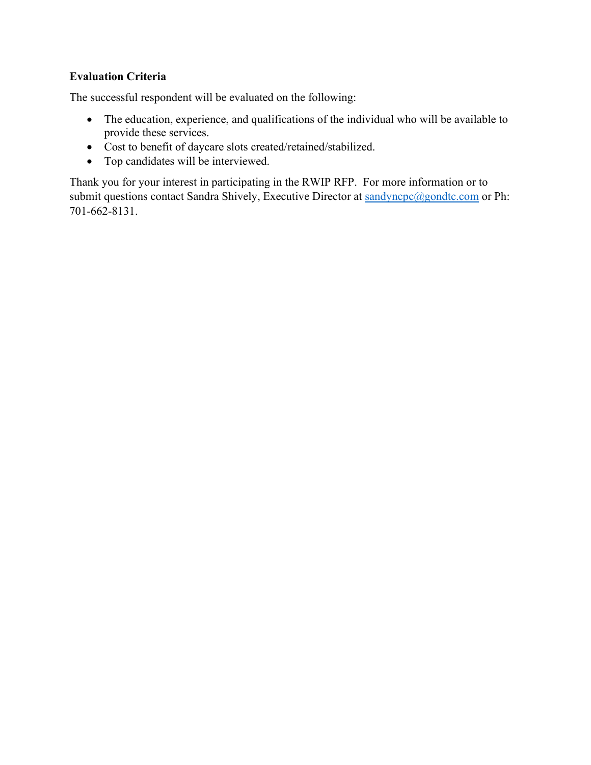**Evaluation Criteria**

The successful respondent will be evaluated on the following:

- The education, experience, and qualifications of the individual who will be available to provide these services.
- Cost to benefit of daycare slots created/retained/stabilized.
- Top candidates will be interviewed.

Thank you for your interest in participating in the RWIP RFP. For more information or to submit questions contact Sandra Shively, Executive Director at sandyncpc@gondtc.com or Ph: 701-662-8131.